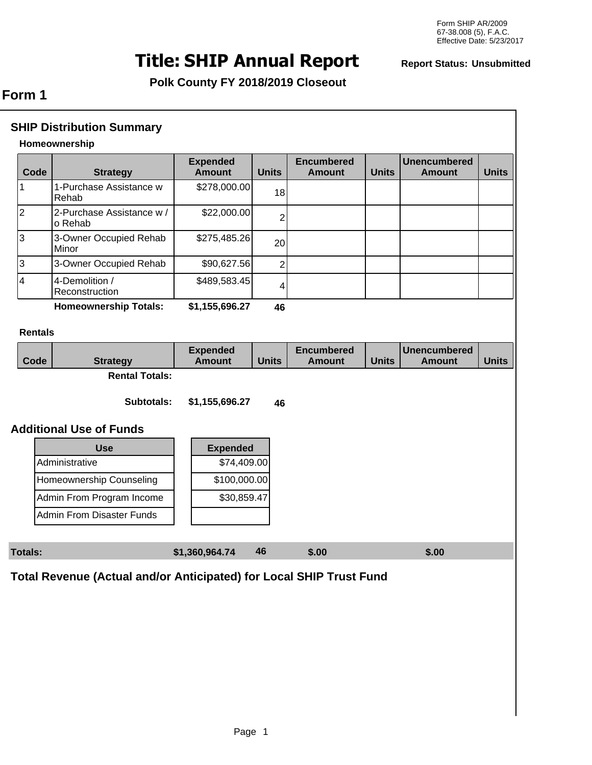Form SHIP AR/2009
67-38.008 (5), F.A.C.
Effective Date: 5/23/2017

# Title: SHIP Annual Report

**Report Status: Unsubmitted**

**Polk County FY 2018/2019 Closeout**

## Form 1

### SHIP Distribution Summary

**Homeownership**

| Code | Strategy | Expended Amount | Units | Encumbered Amount | Units | Unencumbered Amount | Units |
|---|---|---|---|---|---|---|---|
| 1 | 1-Purchase Assistance w Rehab | $278,000.00 | 18 | | | | |
| 2 | 2-Purchase Assistance w / o Rehab | $22,000.00 | 2 | | | | |
| 3 | 3-Owner Occupied Rehab Minor | $275,485.26 | 20 | | | | |
| 3 | 3-Owner Occupied Rehab | $90,627.56 | 2 | | | | |
| 4 | 4-Demolition / Reconstruction | $489,583.45 | 4 | | | | |
| | **Homeownership Totals:** | **$1,155,696.27** | **46** | | | | |

**Rentals**

| Code | Strategy | Expended Amount | Units | Encumbered Amount | Units | Unencumbered Amount | Units |
|---|---|---|---|---|---|---|---|
| | **Rental Totals:** | | | | | | |
| | **Subtotals:** | **$1,155,696.27** | **46** | | | | |

### Additional Use of Funds

| Use | Expended |
|---|---|
| Administrative | $74,409.00 |
| Homeownership Counseling | $100,000.00 |
| Admin From Program Income | $30,859.47 |
| Admin From Disaster Funds | |

| Totals: | Expended | Units | Encumbered | Unencumbered |
|---|---|---|---|---|
| **Totals:** | **$1,360,964.74** | **46** | **$.00** | **$.00** |

### Total Revenue (Actual and/or Anticipated) for Local SHIP Trust Fund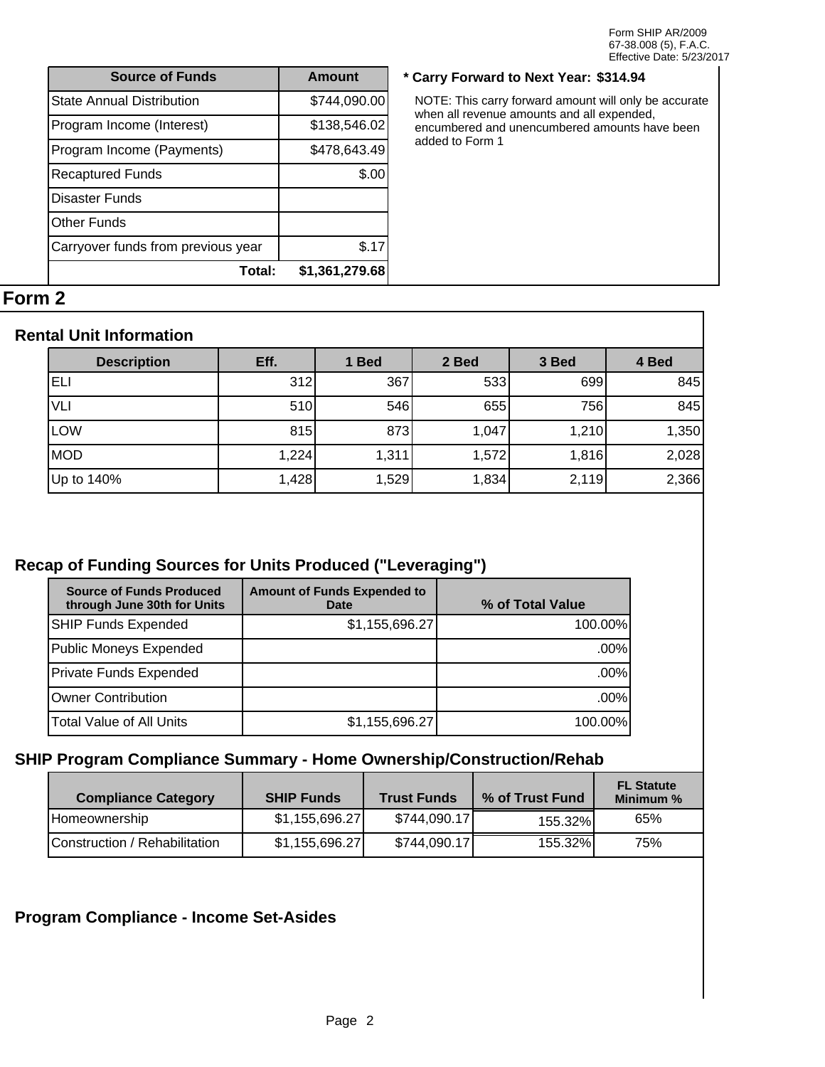Form SHIP AR/2009
67-38.008 (5), F.A.C.
Effective Date: 5/23/2017

| Source of Funds | Amount |
|---|---|
| State Annual Distribution | $744,090.00 |
| Program Income (Interest) | $138,546.02 |
| Program Income (Payments) | $478,643.49 |
| Recaptured Funds | $.00 |
| Disaster Funds | |
| Other Funds | |
| Carryover funds from previous year | $.17 |
| Total: | $1,361,279.68 |

**\* Carry Forward to Next Year: $314.94**

NOTE: This carry forward amount will only be accurate when all revenue amounts and all expended, encumbered and unencumbered amounts have been added to Form 1

# Form 2

## Rental Unit Information

| Description | Eff. | 1 Bed | 2 Bed | 3 Bed | 4 Bed |
|---|---|---|---|---|---|
| ELI | 312 | 367 | 533 | 699 | 845 |
| VLI | 510 | 546 | 655 | 756 | 845 |
| LOW | 815 | 873 | 1,047 | 1,210 | 1,350 |
| MOD | 1,224 | 1,311 | 1,572 | 1,816 | 2,028 |
| Up to 140% | 1,428 | 1,529 | 1,834 | 2,119 | 2,366 |

## Recap of Funding Sources for Units Produced ("Leveraging")

| Source of Funds Produced through June 30th for Units | Amount of Funds Expended to Date | % of Total Value |
|---|---|---|
| SHIP Funds Expended | $1,155,696.27 | 100.00% |
| Public Moneys Expended | | .00% |
| Private Funds Expended | | .00% |
| Owner Contribution | | .00% |
| Total Value of All Units | $1,155,696.27 | 100.00% |

## SHIP Program Compliance Summary - Home Ownership/Construction/Rehab

| Compliance Category | SHIP Funds | Trust Funds | % of Trust Fund | FL Statute Minimum % |
|---|---|---|---|---|
| Homeownership | $1,155,696.27 | $744,090.17 | 155.32% | 65% |
| Construction / Rehabilitation | $1,155,696.27 | $744,090.17 | 155.32% | 75% |

## Program Compliance - Income Set-Asides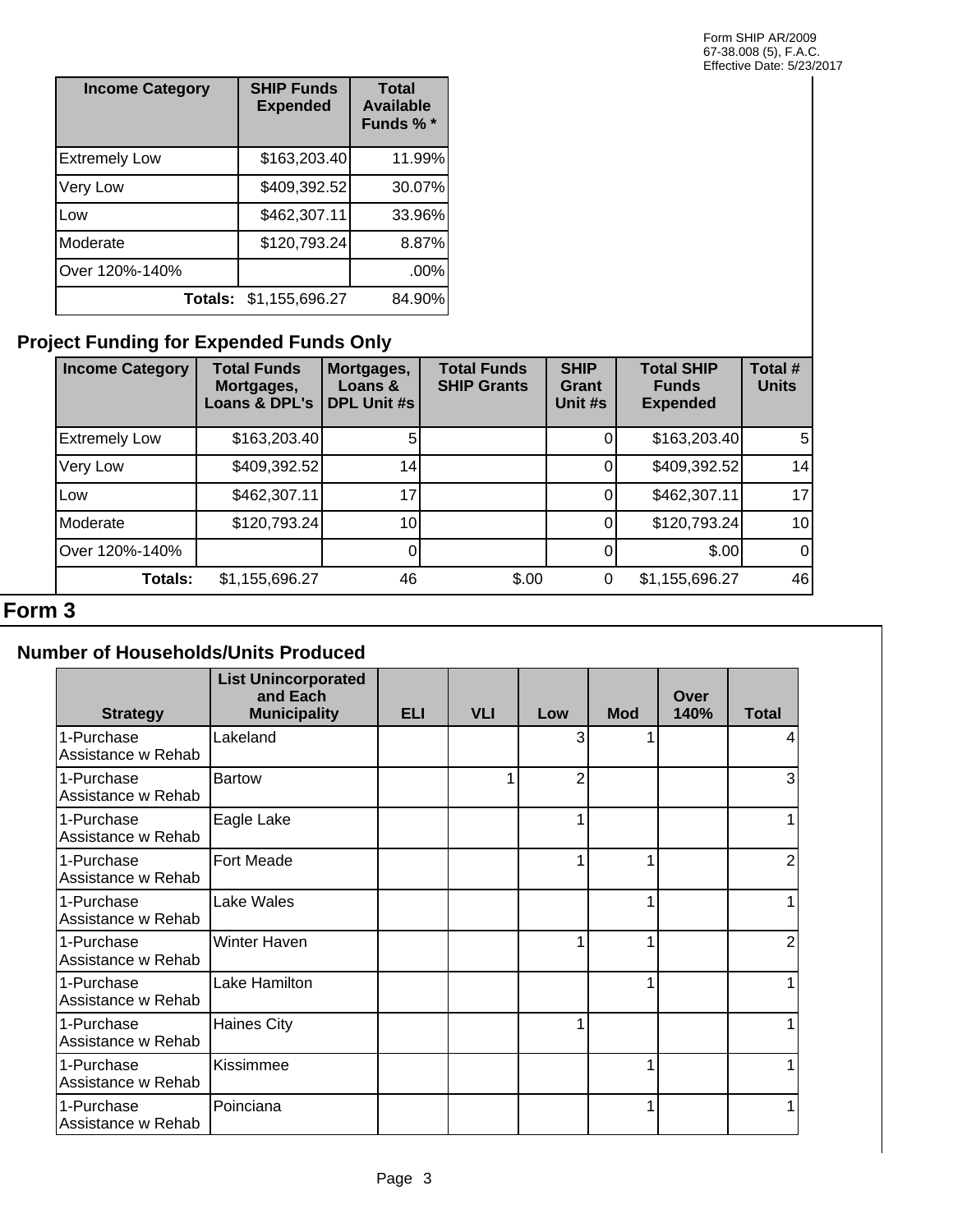| Income Category | SHIP Funds Expended | Total Available Funds % * |
|---|---|---|
| Extremely Low | $163,203.40 | 11.99% |
| Very Low | $409,392.52 | 30.07% |
| Low | $462,307.11 | 33.96% |
| Moderate | $120,793.24 | 8.87% |
| Over 120%-140% | | .00% |
| Totals: | $1,155,696.27 | 84.90% |

### Project Funding for Expended Funds Only

| Income Category | Total Funds Mortgages, Loans & DPL's | Mortgages, Loans & DPL Unit #s | Total Funds SHIP Grants | SHIP Grant Unit #s | Total SHIP Funds Expended | Total # Units |
|---|---|---|---|---|---|---|
| Extremely Low | $163,203.40 | 5 | | 0 | $163,203.40 | 5 |
| Very Low | $409,392.52 | 14 | | 0 | $409,392.52 | 14 |
| Low | $462,307.11 | 17 | | 0 | $462,307.11 | 17 |
| Moderate | $120,793.24 | 10 | | 0 | $120,793.24 | 10 |
| Over 120%-140% | | 0 | | 0 | $.00 | 0 |
| Totals: | $1,155,696.27 | 46 | $.00 | 0 | $1,155,696.27 | 46 |

## Form 3

### Number of Households/Units Produced

| Strategy | List Unincorporated and Each Municipality | ELI | VLI | Low | Mod | Over 140% | Total |
|---|---|---|---|---|---|---|---|
| 1-Purchase Assistance w Rehab | Lakeland | | | 3 | 1 | | 4 |
| 1-Purchase Assistance w Rehab | Bartow | | 1 | 2 | | | 3 |
| 1-Purchase Assistance w Rehab | Eagle Lake | | | 1 | | | 1 |
| 1-Purchase Assistance w Rehab | Fort Meade | | | 1 | 1 | | 2 |
| 1-Purchase Assistance w Rehab | Lake Wales | | | | 1 | | 1 |
| 1-Purchase Assistance w Rehab | Winter Haven | | | 1 | 1 | | 2 |
| 1-Purchase Assistance w Rehab | Lake Hamilton | | | | 1 | | 1 |
| 1-Purchase Assistance w Rehab | Haines City | | | 1 | | | 1 |
| 1-Purchase Assistance w Rehab | Kissimmee | | | | 1 | | 1 |
| 1-Purchase Assistance w Rehab | Poinciana | | | | 1 | | 1 |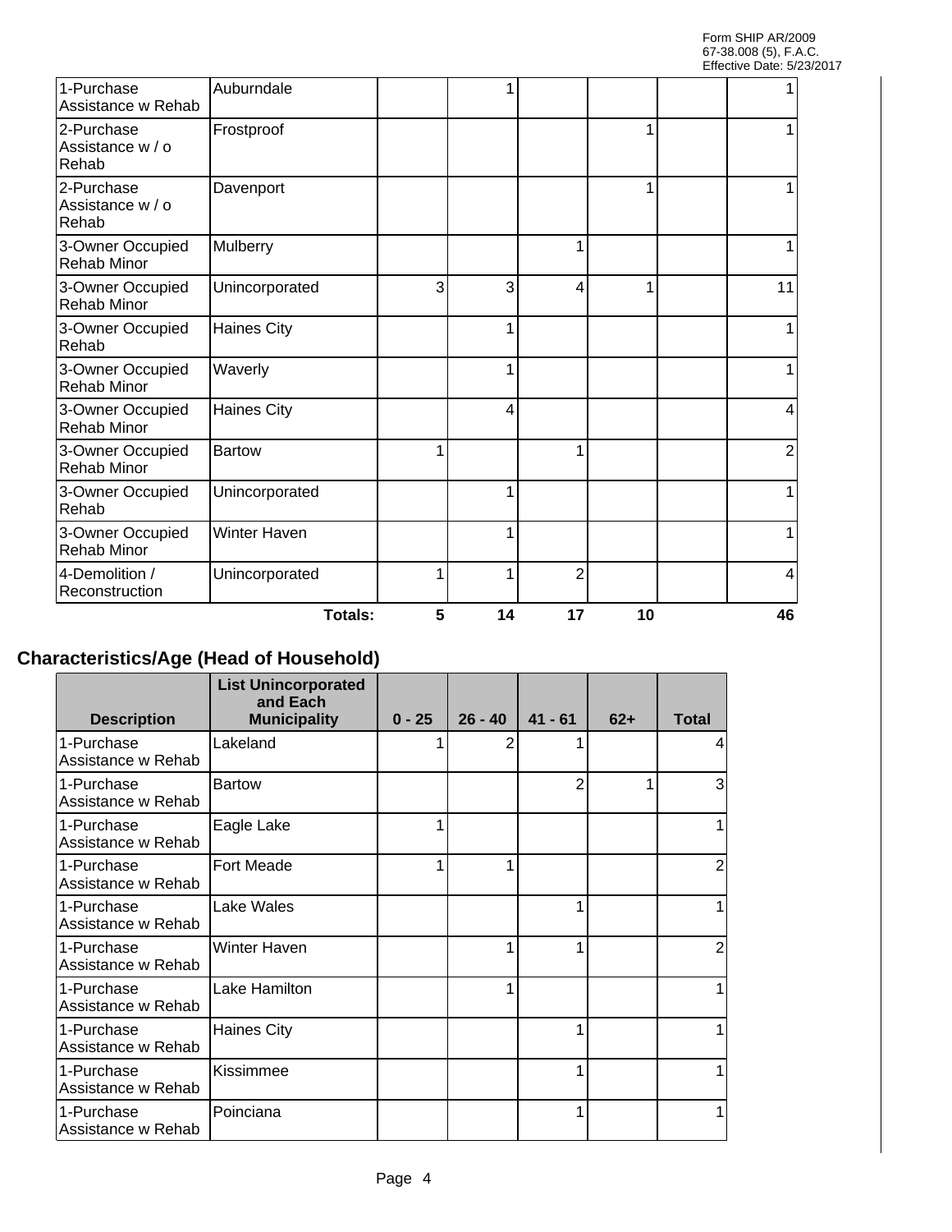| | | | | | | | |
|---|---|---|---|---|---|---|---|
| 1-Purchase Assistance w Rehab | Auburndale | | 1 | | | | 1 |
| 2-Purchase Assistance w / o Rehab | Frostproof | | | | 1 | | 1 |
| 2-Purchase Assistance w / o Rehab | Davenport | | | | 1 | | 1 |
| 3-Owner Occupied Rehab Minor | Mulberry | | | 1 | | | 1 |
| 3-Owner Occupied Rehab Minor | Unincorporated | 3 | 3 | 4 | 1 | | 11 |
| 3-Owner Occupied Rehab | Haines City | | 1 | | | | 1 |
| 3-Owner Occupied Rehab Minor | Waverly | | 1 | | | | 1 |
| 3-Owner Occupied Rehab Minor | Haines City | | 4 | | | | 4 |
| 3-Owner Occupied Rehab Minor | Bartow | 1 | | 1 | | | 2 |
| 3-Owner Occupied Rehab | Unincorporated | | 1 | | | | 1 |
| 3-Owner Occupied Rehab Minor | Winter Haven | | 1 | | | | 1 |
| 4-Demolition / Reconstruction | Unincorporated | 1 | 1 | 2 | | | 4 |
| | **Totals:** | **5** | **14** | **17** | **10** | | **46** |

## Characteristics/Age (Head of Household)

| Description | List Unincorporated and Each Municipality | 0 - 25 | 26 - 40 | 41 - 61 | 62+ | Total |
|---|---|---|---|---|---|---|
| 1-Purchase Assistance w Rehab | Lakeland | 1 | 2 | 1 | | 4 |
| 1-Purchase Assistance w Rehab | Bartow | | | 2 | 1 | 3 |
| 1-Purchase Assistance w Rehab | Eagle Lake | 1 | | | | 1 |
| 1-Purchase Assistance w Rehab | Fort Meade | 1 | 1 | | | 2 |
| 1-Purchase Assistance w Rehab | Lake Wales | | | 1 | | 1 |
| 1-Purchase Assistance w Rehab | Winter Haven | | 1 | 1 | | 2 |
| 1-Purchase Assistance w Rehab | Lake Hamilton | | 1 | | | 1 |
| 1-Purchase Assistance w Rehab | Haines City | | | 1 | | 1 |
| 1-Purchase Assistance w Rehab | Kissimmee | | | 1 | | 1 |
| 1-Purchase Assistance w Rehab | Poinciana | | | 1 | | 1 |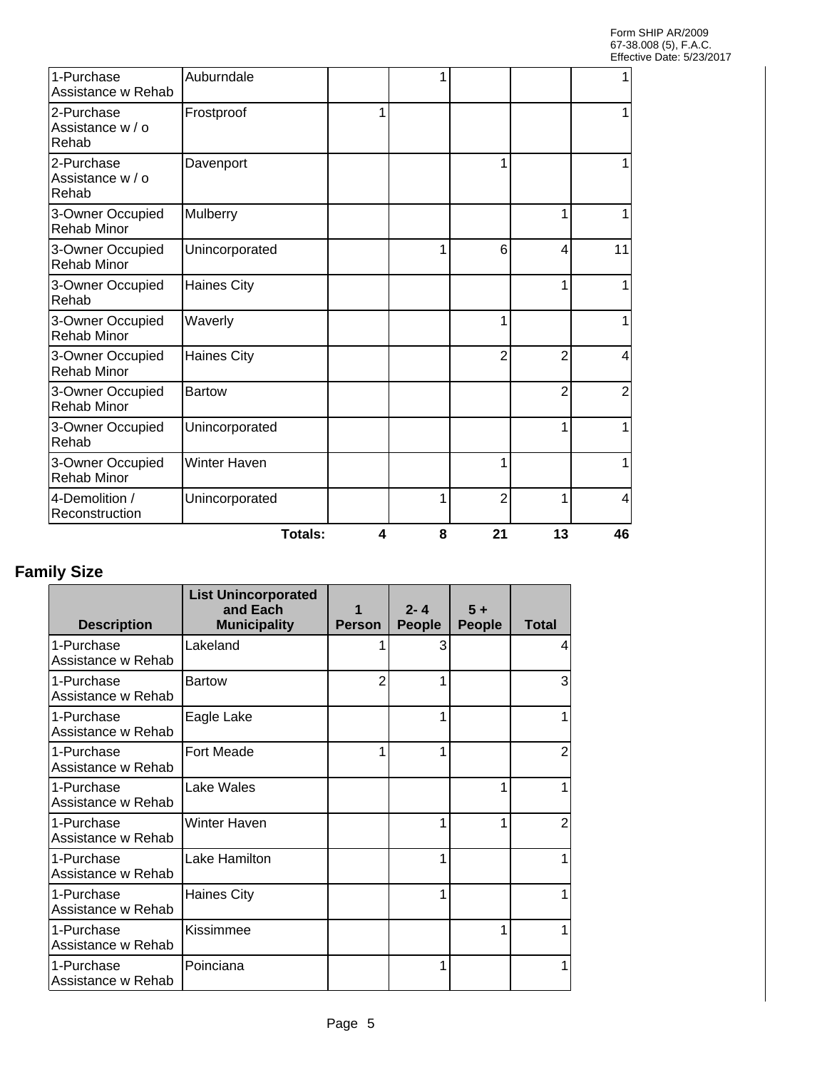| | | | | | | |
|---|---|---|---|---|---|---|
| 1-Purchase Assistance w Rehab | Auburndale | | 1 | | | 1 |
| 2-Purchase Assistance w / o Rehab | Frostproof | 1 | | | | 1 |
| 2-Purchase Assistance w / o Rehab | Davenport | | | 1 | | 1 |
| 3-Owner Occupied Rehab Minor | Mulberry | | | | 1 | 1 |
| 3-Owner Occupied Rehab Minor | Unincorporated | | 1 | 6 | 4 | 11 |
| 3-Owner Occupied Rehab | Haines City | | | | 1 | 1 |
| 3-Owner Occupied Rehab Minor | Waverly | | | 1 | | 1 |
| 3-Owner Occupied Rehab Minor | Haines City | | | 2 | 2 | 4 |
| 3-Owner Occupied Rehab Minor | Bartow | | | | 2 | 2 |
| 3-Owner Occupied Rehab | Unincorporated | | | | 1 | 1 |
| 3-Owner Occupied Rehab Minor | Winter Haven | | | 1 | | 1 |
| 4-Demolition / Reconstruction | Unincorporated | | 1 | 2 | 1 | 4 |
| | **Totals:** | **4** | **8** | **21** | **13** | **46** |

## Family Size

| Description | List Unincorporated and Each Municipality | 1 Person | 2- 4 People | 5 + People | Total |
|---|---|---|---|---|---|
| 1-Purchase Assistance w Rehab | Lakeland | 1 | 3 | | 4 |
| 1-Purchase Assistance w Rehab | Bartow | 2 | 1 | | 3 |
| 1-Purchase Assistance w Rehab | Eagle Lake | | 1 | | 1 |
| 1-Purchase Assistance w Rehab | Fort Meade | 1 | 1 | | 2 |
| 1-Purchase Assistance w Rehab | Lake Wales | | | 1 | 1 |
| 1-Purchase Assistance w Rehab | Winter Haven | | 1 | 1 | 2 |
| 1-Purchase Assistance w Rehab | Lake Hamilton | | 1 | | 1 |
| 1-Purchase Assistance w Rehab | Haines City | | 1 | | 1 |
| 1-Purchase Assistance w Rehab | Kissimmee | | | 1 | 1 |
| 1-Purchase Assistance w Rehab | Poinciana | | 1 | | 1 |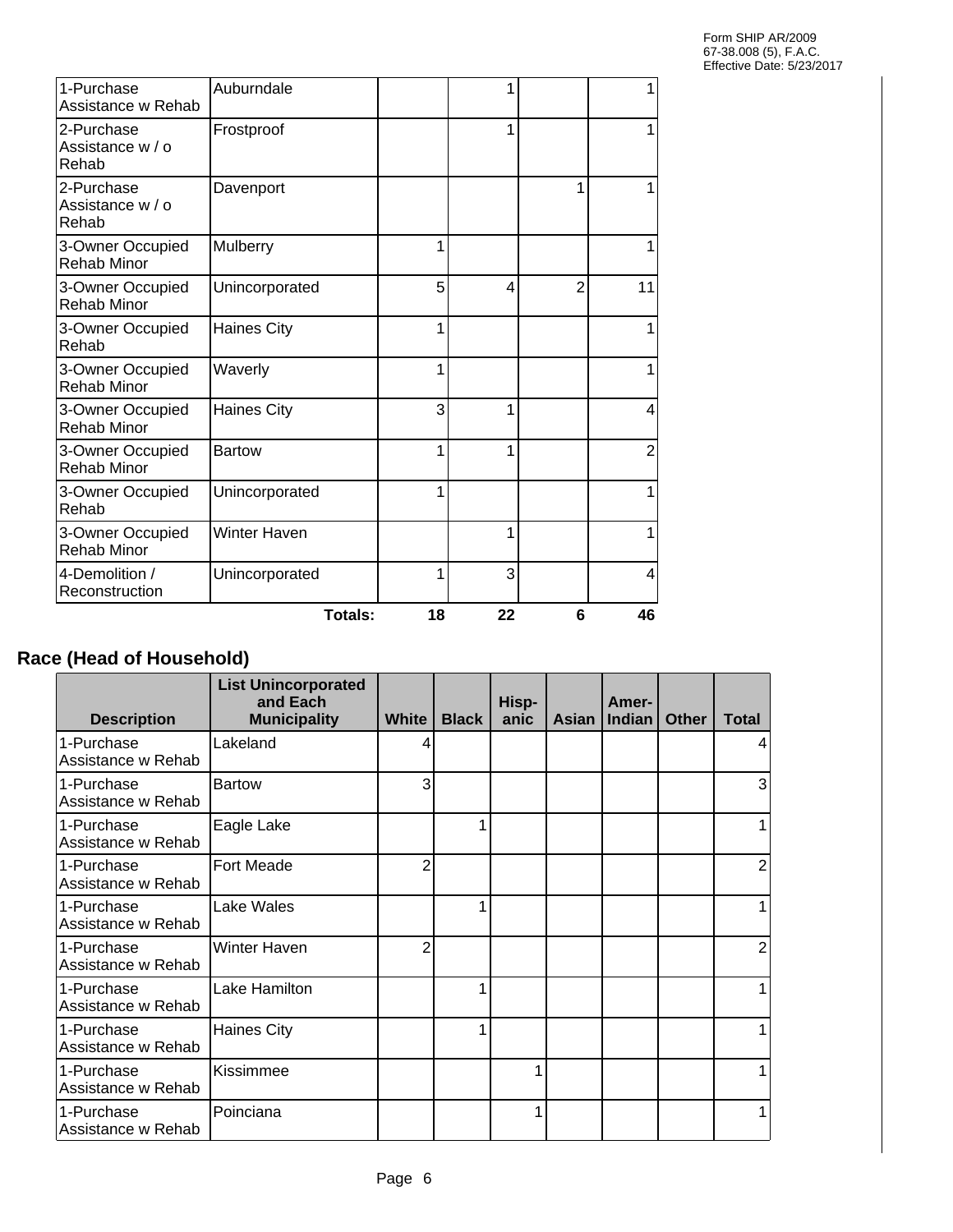| | | | | | |
|---|---|---|---|---|---|
| 1-Purchase Assistance w Rehab | Auburndale | | 1 | | 1 |
| 2-Purchase Assistance w / o Rehab | Frostproof | | 1 | | 1 |
| 2-Purchase Assistance w / o Rehab | Davenport | | | 1 | 1 |
| 3-Owner Occupied Rehab Minor | Mulberry | 1 | | | 1 |
| 3-Owner Occupied Rehab Minor | Unincorporated | 5 | 4 | 2 | 11 |
| 3-Owner Occupied Rehab | Haines City | 1 | | | 1 |
| 3-Owner Occupied Rehab Minor | Waverly | 1 | | | 1 |
| 3-Owner Occupied Rehab Minor | Haines City | 3 | 1 | | 4 |
| 3-Owner Occupied Rehab Minor | Bartow | 1 | 1 | | 2 |
| 3-Owner Occupied Rehab | Unincorporated | 1 | | | 1 |
| 3-Owner Occupied Rehab Minor | Winter Haven | | 1 | | 1 |
| 4-Demolition / Reconstruction | Unincorporated | 1 | 3 | | 4 |
| | **Totals:** | **18** | **22** | **6** | **46** |

## Race (Head of Household)

| Description | List Unincorporated and Each Municipality | White | Black | Hisp-anic | Asian | Amer-Indian | Other | Total |
|---|---|---|---|---|---|---|---|---|
| 1-Purchase Assistance w Rehab | Lakeland | 4 | | | | | | 4 |
| 1-Purchase Assistance w Rehab | Bartow | 3 | | | | | | 3 |
| 1-Purchase Assistance w Rehab | Eagle Lake | | 1 | | | | | 1 |
| 1-Purchase Assistance w Rehab | Fort Meade | 2 | | | | | | 2 |
| 1-Purchase Assistance w Rehab | Lake Wales | | 1 | | | | | 1 |
| 1-Purchase Assistance w Rehab | Winter Haven | 2 | | | | | | 2 |
| 1-Purchase Assistance w Rehab | Lake Hamilton | | 1 | | | | | 1 |
| 1-Purchase Assistance w Rehab | Haines City | | 1 | | | | | 1 |
| 1-Purchase Assistance w Rehab | Kissimmee | | | 1 | | | | 1 |
| 1-Purchase Assistance w Rehab | Poinciana | | | 1 | | | | 1 |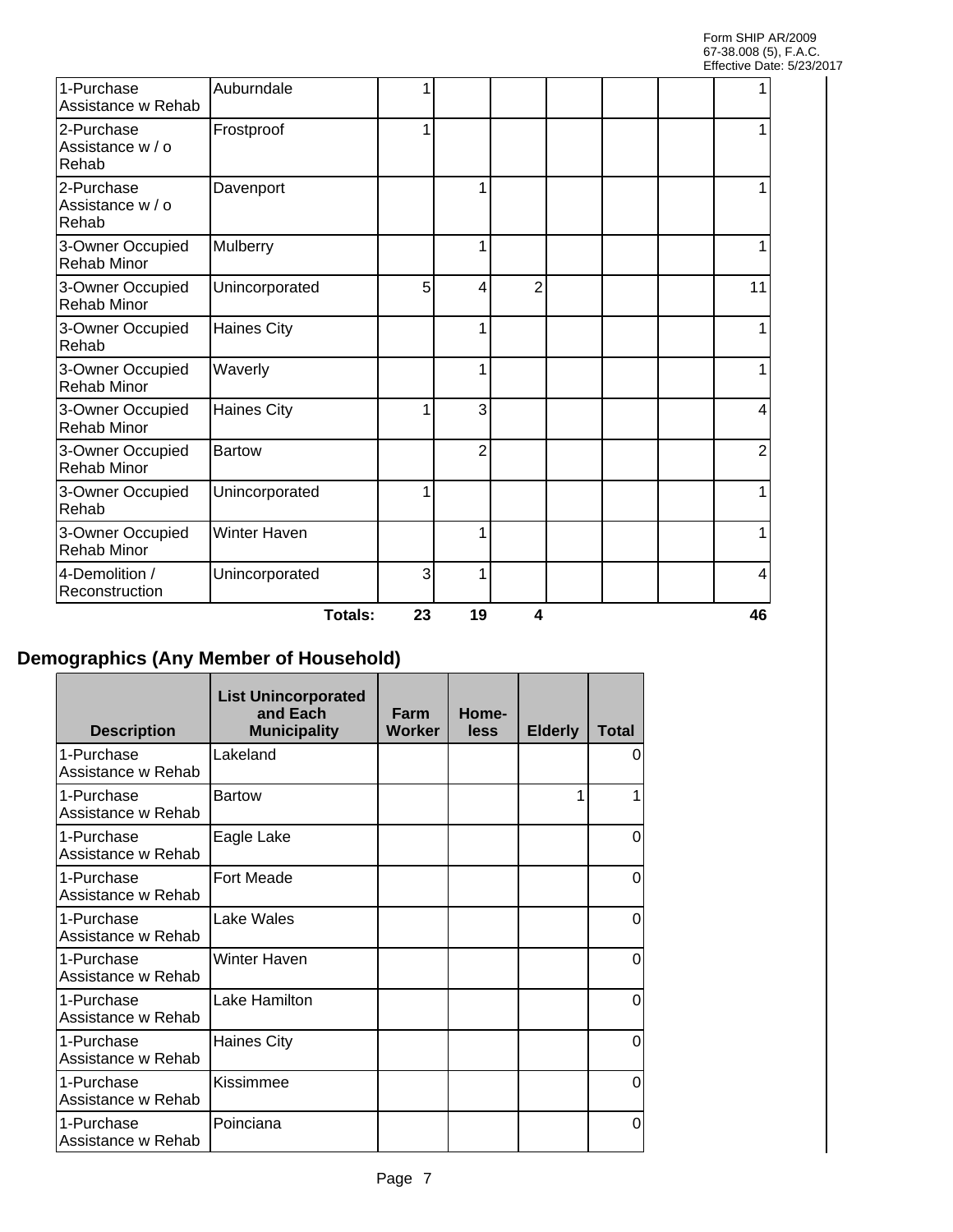| | | | | | | | | |
|---|---|---|---|---|---|---|---|---|
| 1-Purchase Assistance w Rehab | Auburndale | 1 | | | | | | 1 |
| 2-Purchase Assistance w / o Rehab | Frostproof | 1 | | | | | | 1 |
| 2-Purchase Assistance w / o Rehab | Davenport | | 1 | | | | | 1 |
| 3-Owner Occupied Rehab Minor | Mulberry | | 1 | | | | | 1 |
| 3-Owner Occupied Rehab Minor | Unincorporated | 5 | 4 | 2 | | | | 11 |
| 3-Owner Occupied Rehab | Haines City | | 1 | | | | | 1 |
| 3-Owner Occupied Rehab Minor | Waverly | | 1 | | | | | 1 |
| 3-Owner Occupied Rehab Minor | Haines City | 1 | 3 | | | | | 4 |
| 3-Owner Occupied Rehab Minor | Bartow | | 2 | | | | | 2 |
| 3-Owner Occupied Rehab | Unincorporated | 1 | | | | | | 1 |
| 3-Owner Occupied Rehab Minor | Winter Haven | | 1 | | | | | 1 |
| 4-Demolition / Reconstruction | Unincorporated | 3 | 1 | | | | | 4 |
| | **Totals:** | **23** | **19** | **4** | | | | **46** |

## Demographics (Any Member of Household)

| Description | List Unincorporated and Each Municipality | Farm Worker | Home-less | Elderly | Total |
|---|---|---|---|---|---|
| 1-Purchase Assistance w Rehab | Lakeland | | | | 0 |
| 1-Purchase Assistance w Rehab | Bartow | | | 1 | 1 |
| 1-Purchase Assistance w Rehab | Eagle Lake | | | | 0 |
| 1-Purchase Assistance w Rehab | Fort Meade | | | | 0 |
| 1-Purchase Assistance w Rehab | Lake Wales | | | | 0 |
| 1-Purchase Assistance w Rehab | Winter Haven | | | | 0 |
| 1-Purchase Assistance w Rehab | Lake Hamilton | | | | 0 |
| 1-Purchase Assistance w Rehab | Haines City | | | | 0 |
| 1-Purchase Assistance w Rehab | Kissimmee | | | | 0 |
| 1-Purchase Assistance w Rehab | Poinciana | | | | 0 |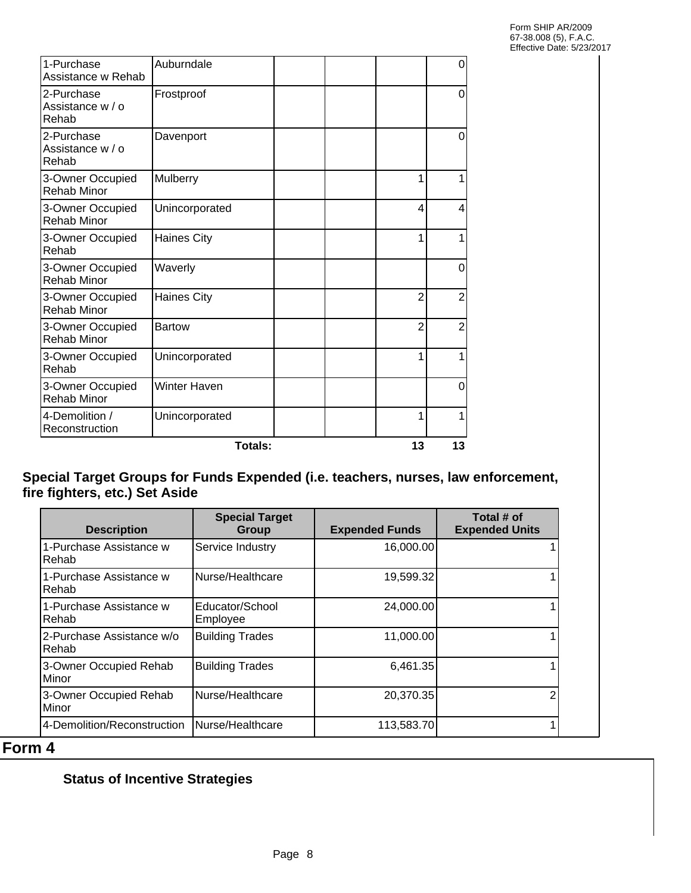| | | | | | |
|---|---|---|---|---|---|
| 1-Purchase Assistance w Rehab | Auburndale | | | | 0 |
| 2-Purchase Assistance w / o Rehab | Frostproof | | | | 0 |
| 2-Purchase Assistance w / o Rehab | Davenport | | | | 0 |
| 3-Owner Occupied Rehab Minor | Mulberry | | | 1 | 1 |
| 3-Owner Occupied Rehab Minor | Unincorporated | | | 4 | 4 |
| 3-Owner Occupied Rehab | Haines City | | | 1 | 1 |
| 3-Owner Occupied Rehab Minor | Waverly | | | | 0 |
| 3-Owner Occupied Rehab Minor | Haines City | | | 2 | 2 |
| 3-Owner Occupied Rehab Minor | Bartow | | | 2 | 2 |
| 3-Owner Occupied Rehab | Unincorporated | | | 1 | 1 |
| 3-Owner Occupied Rehab Minor | Winter Haven | | | | 0 |
| 4-Demolition / Reconstruction | Unincorporated | | | 1 | 1 |
| | **Totals:** | | | **13** | **13** |

**Special Target Groups for Funds Expended (i.e. teachers, nurses, law enforcement, fire fighters, etc.) Set Aside**

| Description | Special Target Group | Expended Funds | Total # of Expended Units |
|---|---|---|---|
| 1-Purchase Assistance w Rehab | Service Industry | 16,000.00 | 1 |
| 1-Purchase Assistance w Rehab | Nurse/Healthcare | 19,599.32 | 1 |
| 1-Purchase Assistance w Rehab | Educator/School Employee | 24,000.00 | 1 |
| 2-Purchase Assistance w/o Rehab | Building Trades | 11,000.00 | 1 |
| 3-Owner Occupied Rehab Minor | Building Trades | 6,461.35 | 1 |
| 3-Owner Occupied Rehab Minor | Nurse/Healthcare | 20,370.35 | 2 |
| 4-Demolition/Reconstruction | Nurse/Healthcare | 113,583.70 | 1 |

## Form 4

**Status of Incentive Strategies**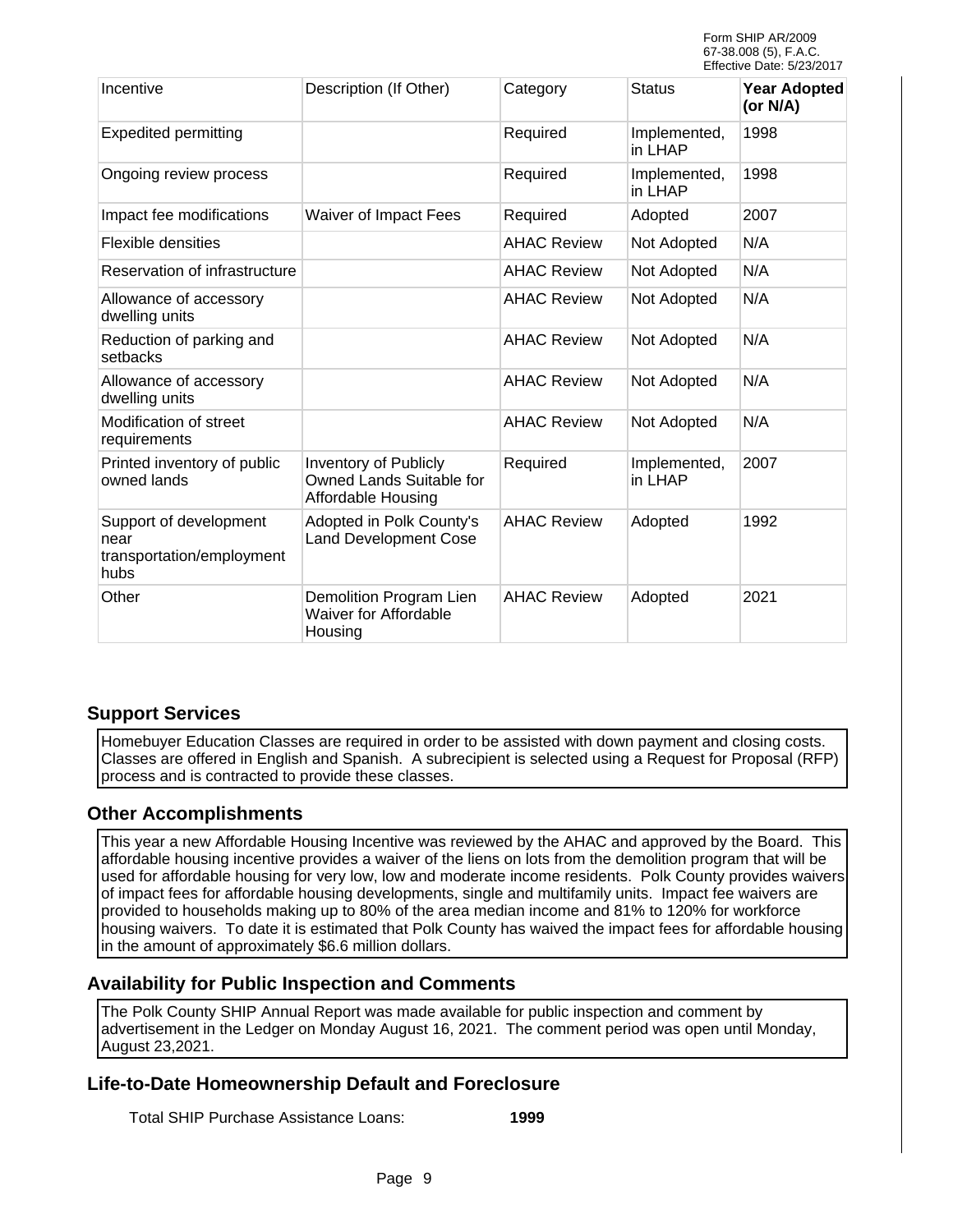Form SHIP AR/2009
67-38.008 (5), F.A.C.
Effective Date: 5/23/2017

| Incentive | Description (If Other) | Category | Status | Year Adopted (or N/A) |
|---|---|---|---|---|
| Expedited permitting | | Required | Implemented, in LHAP | 1998 |
| Ongoing review process | | Required | Implemented, in LHAP | 1998 |
| Impact fee modifications | Waiver of Impact Fees | Required | Adopted | 2007 |
| Flexible densities | | AHAC Review | Not Adopted | N/A |
| Reservation of infrastructure | | AHAC Review | Not Adopted | N/A |
| Allowance of accessory dwelling units | | AHAC Review | Not Adopted | N/A |
| Reduction of parking and setbacks | | AHAC Review | Not Adopted | N/A |
| Allowance of accessory dwelling units | | AHAC Review | Not Adopted | N/A |
| Modification of street requirements | | AHAC Review | Not Adopted | N/A |
| Printed inventory of public owned lands | Inventory of Publicly Owned Lands Suitable for Affordable Housing | Required | Implemented, in LHAP | 2007 |
| Support of development near transportation/employment hubs | Adopted in Polk County's Land Development Cose | AHAC Review | Adopted | 1992 |
| Other | Demolition Program Lien Waiver for Affordable Housing | AHAC Review | Adopted | 2021 |

## Support Services

Homebuyer Education Classes are required in order to be assisted with down payment and closing costs. Classes are offered in English and Spanish. A subrecipient is selected using a Request for Proposal (RFP) process and is contracted to provide these classes.

## Other Accomplishments

This year a new Affordable Housing Incentive was reviewed by the AHAC and approved by the Board. This affordable housing incentive provides a waiver of the liens on lots from the demolition program that will be used for affordable housing for very low, low and moderate income residents. Polk County provides waivers of impact fees for affordable housing developments, single and multifamily units. Impact fee waivers are provided to households making up to 80% of the area median income and 81% to 120% for workforce housing waivers. To date it is estimated that Polk County has waived the impact fees for affordable housing in the amount of approximately $6.6 million dollars.

## Availability for Public Inspection and Comments

The Polk County SHIP Annual Report was made available for public inspection and comment by advertisement in the Ledger on Monday August 16, 2021. The comment period was open until Monday, August 23,2021.

## Life-to-Date Homeownership Default and Foreclosure

Total SHIP Purchase Assistance Loans: **1999**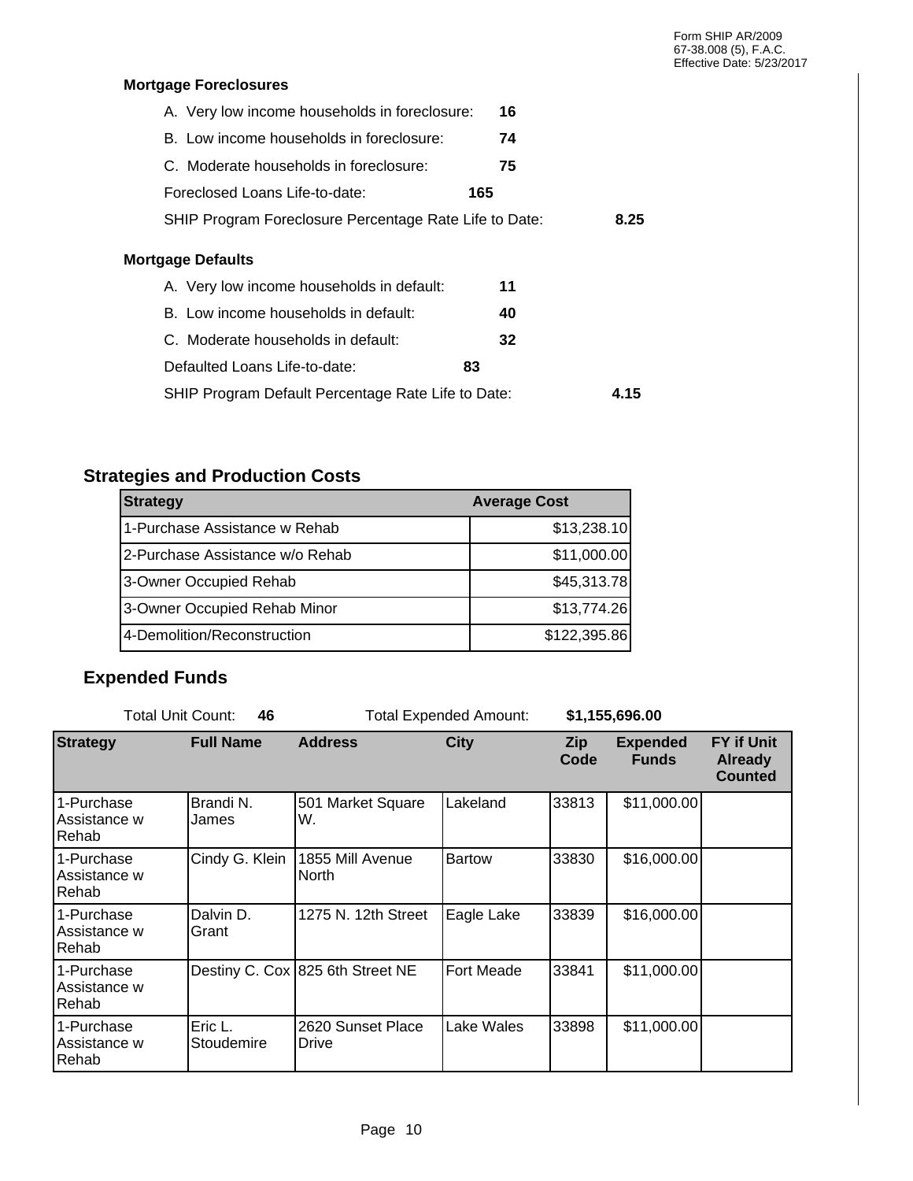Form SHIP AR/2009
67-38.008 (5), F.A.C.
Effective Date: 5/23/2017

### Mortgage Foreclosures

A. Very low income households in foreclosure: **16**

B. Low income households in foreclosure: **74**

C. Moderate households in foreclosure: **75**

Foreclosed Loans Life-to-date: **165**

SHIP Program Foreclosure Percentage Rate Life to Date: **8.25**

### Mortgage Defaults

A. Very low income households in default: **11**

B. Low income households in default: **40**

C. Moderate households in default: **32**

Defaulted Loans Life-to-date: **83**

SHIP Program Default Percentage Rate Life to Date: **4.15**

## Strategies and Production Costs

| Strategy | Average Cost |
|---|---|
| 1-Purchase Assistance w Rehab | $13,238.10 |
| 2-Purchase Assistance w/o Rehab | $11,000.00 |
| 3-Owner Occupied Rehab | $45,313.78 |
| 3-Owner Occupied Rehab Minor | $13,774.26 |
| 4-Demolition/Reconstruction | $122,395.86 |

## Expended Funds

Total Unit Count: **46** Total Expended Amount: **$1,155,696.00**

| Strategy | Full Name | Address | City | Zip Code | Expended Funds | FY if Unit Already Counted |
|---|---|---|---|---|---|---|
| 1-Purchase Assistance w Rehab | Brandi N. James | 501 Market Square W. | Lakeland | 33813 | $11,000.00 | |
| 1-Purchase Assistance w Rehab | Cindy G. Klein | 1855 Mill Avenue North | Bartow | 33830 | $16,000.00 | |
| 1-Purchase Assistance w Rehab | Dalvin D. Grant | 1275 N. 12th Street | Eagle Lake | 33839 | $16,000.00 | |
| 1-Purchase Assistance w Rehab | Destiny C. Cox | 825 6th Street NE | Fort Meade | 33841 | $11,000.00 | |
| 1-Purchase Assistance w Rehab | Eric L. Stoudemire | 2620 Sunset Place Drive | Lake Wales | 33898 | $11,000.00 | |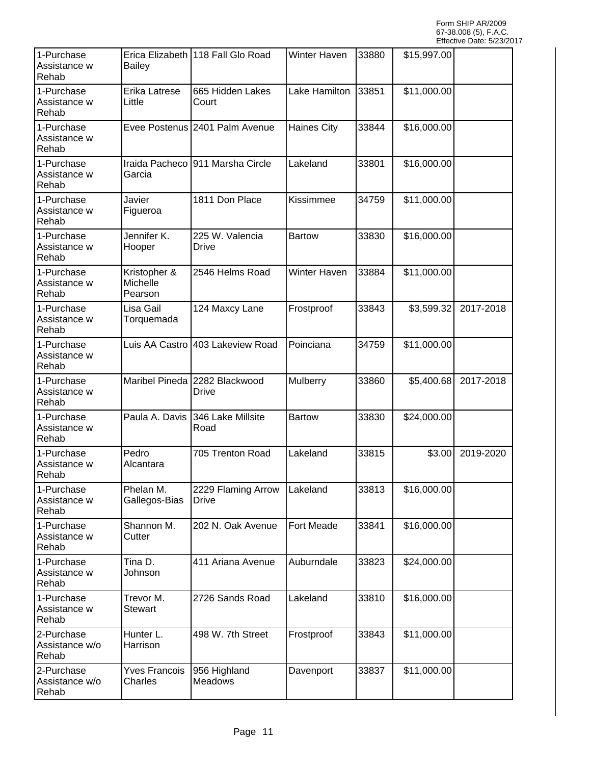| | | | | | | |
|---|---|---|---|---|---|---|
| 1-Purchase Assistance w Rehab | Erica Elizabeth Bailey | 118 Fall Glo Road | Winter Haven | 33880 | $15,997.00 | |
| 1-Purchase Assistance w Rehab | Erika Latrese Little | 665 Hidden Lakes Court | Lake Hamilton | 33851 | $11,000.00 | |
| 1-Purchase Assistance w Rehab | Evee Postenus | 2401 Palm Avenue | Haines City | 33844 | $16,000.00 | |
| 1-Purchase Assistance w Rehab | Iraida Pacheco Garcia | 911 Marsha Circle | Lakeland | 33801 | $16,000.00 | |
| 1-Purchase Assistance w Rehab | Javier Figueroa | 1811 Don Place | Kissimmee | 34759 | $11,000.00 | |
| 1-Purchase Assistance w Rehab | Jennifer K. Hooper | 225 W. Valencia Drive | Bartow | 33830 | $16,000.00 | |
| 1-Purchase Assistance w Rehab | Kristopher & Michelle Pearson | 2546 Helms Road | Winter Haven | 33884 | $11,000.00 | |
| 1-Purchase Assistance w Rehab | Lisa Gail Torquemada | 124 Maxcy Lane | Frostproof | 33843 | $3,599.32 | 2017-2018 |
| 1-Purchase Assistance w Rehab | Luis AA Castro | 403 Lakeview Road | Poinciana | 34759 | $11,000.00 | |
| 1-Purchase Assistance w Rehab | Maribel Pineda | 2282 Blackwood Drive | Mulberry | 33860 | $5,400.68 | 2017-2018 |
| 1-Purchase Assistance w Rehab | Paula A. Davis | 346 Lake Millsite Road | Bartow | 33830 | $24,000.00 | |
| 1-Purchase Assistance w Rehab | Pedro Alcantara | 705 Trenton Road | Lakeland | 33815 | $3.00 | 2019-2020 |
| 1-Purchase Assistance w Rehab | Phelan M. Gallegos-Bias | 2229 Flaming Arrow Drive | Lakeland | 33813 | $16,000.00 | |
| 1-Purchase Assistance w Rehab | Shannon M. Cutter | 202 N. Oak Avenue | Fort Meade | 33841 | $16,000.00 | |
| 1-Purchase Assistance w Rehab | Tina D. Johnson | 411 Ariana Avenue | Auburndale | 33823 | $24,000.00 | |
| 1-Purchase Assistance w Rehab | Trevor M. Stewart | 2726 Sands Road | Lakeland | 33810 | $16,000.00 | |
| 2-Purchase Assistance w/o Rehab | Hunter L. Harrison | 498 W. 7th Street | Frostproof | 33843 | $11,000.00 | |
| 2-Purchase Assistance w/o Rehab | Yves Francois Charles | 956 Highland Meadows | Davenport | 33837 | $11,000.00 | |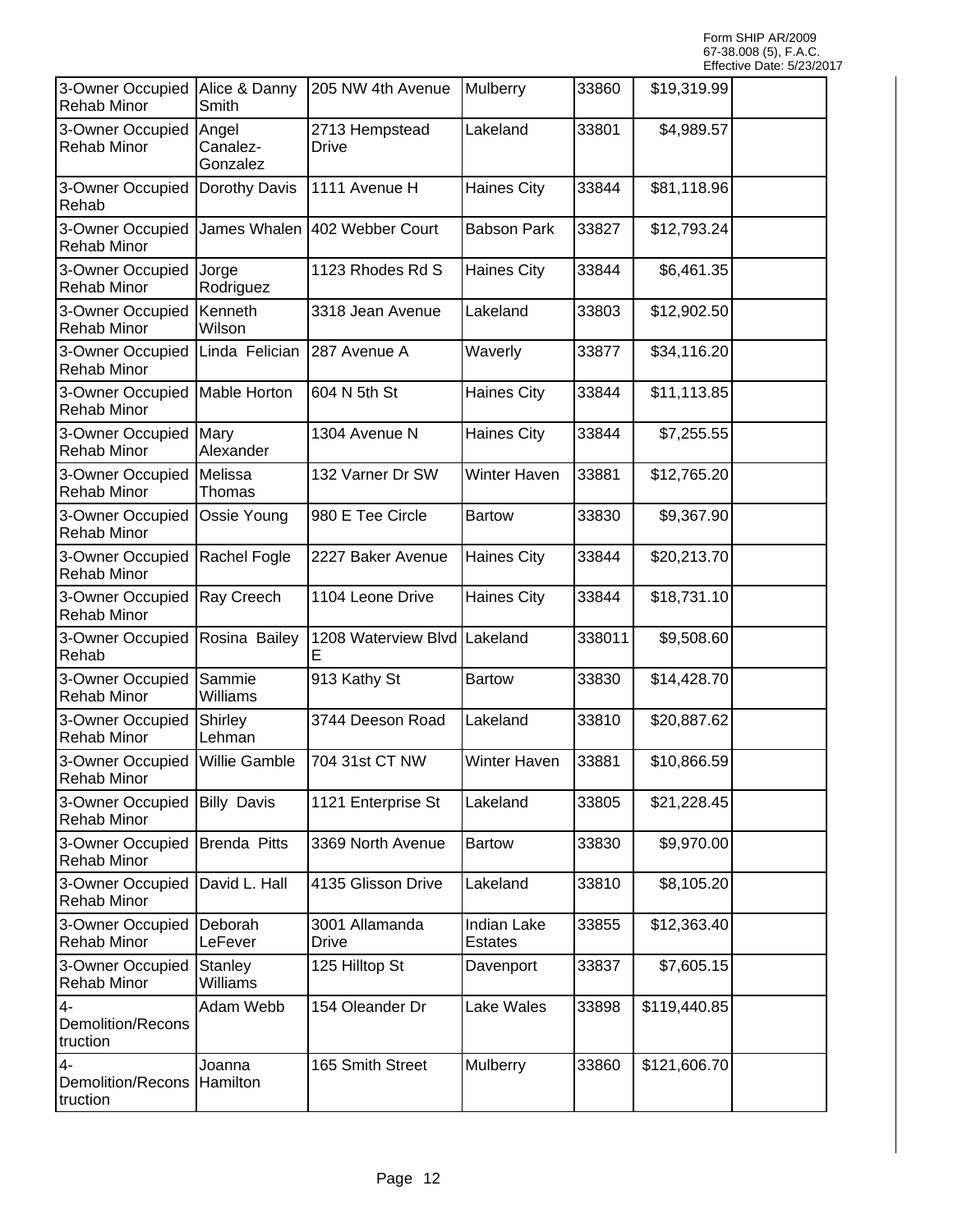Form SHIP AR/2009
67-38.008 (5), F.A.C.
Effective Date: 5/23/2017

| | | | | | | |
|---|---|---|---|---|---|---|
| 3-Owner Occupied Rehab Minor | Alice & Danny Smith | 205 NW 4th Avenue | Mulberry | 33860 | $19,319.99 | |
| 3-Owner Occupied Rehab Minor | Angel Canalez-Gonzalez | 2713 Hempstead Drive | Lakeland | 33801 | $4,989.57 | |
| 3-Owner Occupied Rehab | Dorothy Davis | 1111 Avenue H | Haines City | 33844 | $81,118.96 | |
| 3-Owner Occupied Rehab Minor | James Whalen | 402 Webber Court | Babson Park | 33827 | $12,793.24 | |
| 3-Owner Occupied Rehab Minor | Jorge Rodriguez | 1123 Rhodes Rd S | Haines City | 33844 | $6,461.35 | |
| 3-Owner Occupied Rehab Minor | Kenneth Wilson | 3318 Jean Avenue | Lakeland | 33803 | $12,902.50 | |
| 3-Owner Occupied Rehab Minor | Linda Felician | 287 Avenue A | Waverly | 33877 | $34,116.20 | |
| 3-Owner Occupied Rehab Minor | Mable Horton | 604 N 5th St | Haines City | 33844 | $11,113.85 | |
| 3-Owner Occupied Rehab Minor | Mary Alexander | 1304 Avenue N | Haines City | 33844 | $7,255.55 | |
| 3-Owner Occupied Rehab Minor | Melissa Thomas | 132 Varner Dr SW | Winter Haven | 33881 | $12,765.20 | |
| 3-Owner Occupied Rehab Minor | Ossie Young | 980 E Tee Circle | Bartow | 33830 | $9,367.90 | |
| 3-Owner Occupied Rehab Minor | Rachel Fogle | 2227 Baker Avenue | Haines City | 33844 | $20,213.70 | |
| 3-Owner Occupied Rehab Minor | Ray Creech | 1104 Leone Drive | Haines City | 33844 | $18,731.10 | |
| 3-Owner Occupied Rehab | Rosina Bailey | 1208 Waterview Blvd E | Lakeland | 338011 | $9,508.60 | |
| 3-Owner Occupied Rehab Minor | Sammie Williams | 913 Kathy St | Bartow | 33830 | $14,428.70 | |
| 3-Owner Occupied Rehab Minor | Shirley Lehman | 3744 Deeson Road | Lakeland | 33810 | $20,887.62 | |
| 3-Owner Occupied Rehab Minor | Willie Gamble | 704 31st CT NW | Winter Haven | 33881 | $10,866.59 | |
| 3-Owner Occupied Rehab Minor | Billy Davis | 1121 Enterprise St | Lakeland | 33805 | $21,228.45 | |
| 3-Owner Occupied Rehab Minor | Brenda Pitts | 3369 North Avenue | Bartow | 33830 | $9,970.00 | |
| 3-Owner Occupied Rehab Minor | David L. Hall | 4135 Glisson Drive | Lakeland | 33810 | $8,105.20 | |
| 3-Owner Occupied Rehab Minor | Deborah LeFever | 3001 Allamanda Drive | Indian Lake Estates | 33855 | $12,363.40 | |
| 3-Owner Occupied Rehab Minor | Stanley Williams | 125 Hilltop St | Davenport | 33837 | $7,605.15 | |
| 4-Demolition/Reconstruction | Adam Webb | 154 Oleander Dr | Lake Wales | 33898 | $119,440.85 | |
| 4-Demolition/Reconstruction | Joanna Hamilton | 165 Smith Street | Mulberry | 33860 | $121,606.70 | |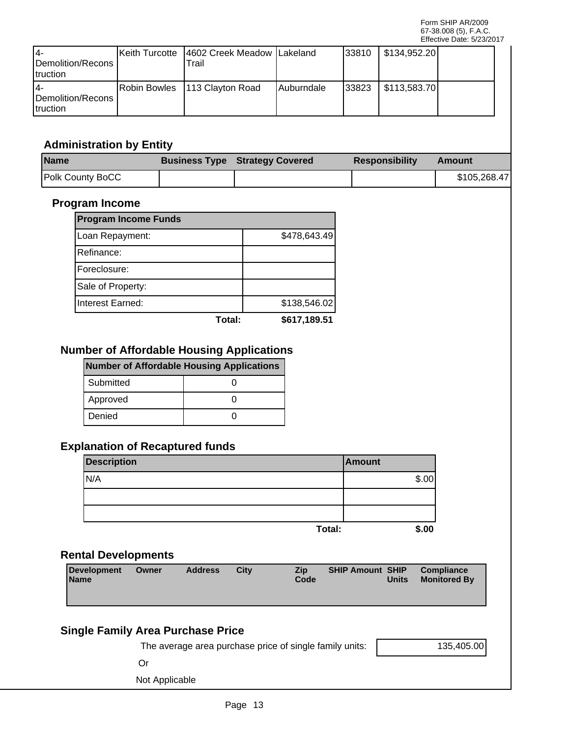| | | | | | | |
|---|---|---|---|---|---|---|
| 4-Demolition/Reconstruction | Keith Turcotte | 4602 Creek Meadow Trail | Lakeland | 33810 | $134,952.20 | |
| 4-Demolition/Reconstruction | Robin Bowles | 113 Clayton Road | Auburndale | 33823 | $113,583.70 | |

## Administration by Entity

| Name | Business Type | Strategy Covered | Responsibility | Amount |
|---|---|---|---|---|
| Polk County BoCC | | | | $105,268.47 |

## Program Income

| Program Income Funds | |
|---|---|
| Loan Repayment: | $478,643.49 |
| Refinance: | |
| Foreclosure: | |
| Sale of Property: | |
| Interest Earned: | $138,546.02 |
| **Total:** | **$617,189.51** |

## Number of Affordable Housing Applications

| Number of Affordable Housing Applications | |
|---|---|
| Submitted | 0 |
| Approved | 0 |
| Denied | 0 |

## Explanation of Recaptured funds

| Description | Amount |
|---|---|
| N/A | $.00 |
| | |
| | |
| **Total:** | **$.00** |

## Rental Developments

| Development Name | Owner | Address | City | Zip Code | SHIP Amount | SHIP Units | Compliance Monitored By |
|---|---|---|---|---|---|---|---|

## Single Family Area Purchase Price

The average area purchase price of single family units: 135,405.00

Or

Not Applicable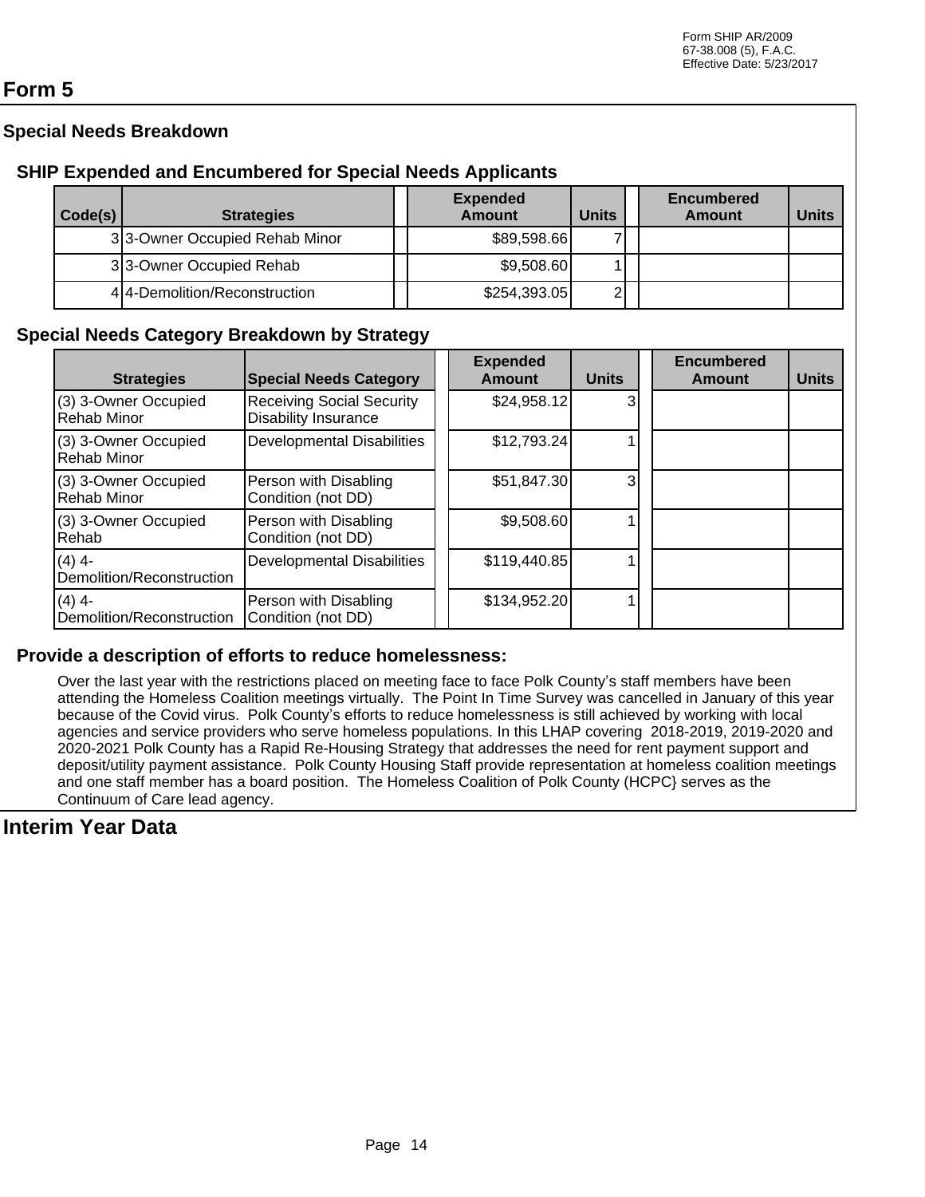Form SHIP AR/2009
67-38.008 (5), F.A.C.
Effective Date: 5/23/2017

# Form 5

## Special Needs Breakdown

### SHIP Expended and Encumbered for Special Needs Applicants

| Code(s) | Strategies | Expended Amount | Units | Encumbered Amount | Units |
|---|---|---|---|---|---|
| 3 | 3-Owner Occupied Rehab Minor | $89,598.66 | 7 | | |
| 3 | 3-Owner Occupied Rehab | $9,508.60 | 1 | | |
| 4 | 4-Demolition/Reconstruction | $254,393.05 | 2 | | |

### Special Needs Category Breakdown by Strategy

| Strategies | Special Needs Category | Expended Amount | Units | Encumbered Amount | Units |
|---|---|---|---|---|---|
| (3) 3-Owner Occupied Rehab Minor | Receiving Social Security Disability Insurance | $24,958.12 | 3 | | |
| (3) 3-Owner Occupied Rehab Minor | Developmental Disabilities | $12,793.24 | 1 | | |
| (3) 3-Owner Occupied Rehab Minor | Person with Disabling Condition (not DD) | $51,847.30 | 3 | | |
| (3) 3-Owner Occupied Rehab | Person with Disabling Condition (not DD) | $9,508.60 | 1 | | |
| (4) 4-Demolition/Reconstruction | Developmental Disabilities | $119,440.85 | 1 | | |
| (4) 4-Demolition/Reconstruction | Person with Disabling Condition (not DD) | $134,952.20 | 1 | | |

### Provide a description of efforts to reduce homelessness:

Over the last year with the restrictions placed on meeting face to face Polk County's staff members have been attending the Homeless Coalition meetings virtually. The Point In Time Survey was cancelled in January of this year because of the Covid virus. Polk County's efforts to reduce homelessness is still achieved by working with local agencies and service providers who serve homeless populations. In this LHAP covering 2018-2019, 2019-2020 and 2020-2021 Polk County has a Rapid Re-Housing Strategy that addresses the need for rent payment support and deposit/utility payment assistance. Polk County Housing Staff provide representation at homeless coalition meetings and one staff member has a board position. The Homeless Coalition of Polk County (HCPC} serves as the Continuum of Care lead agency.

# Interim Year Data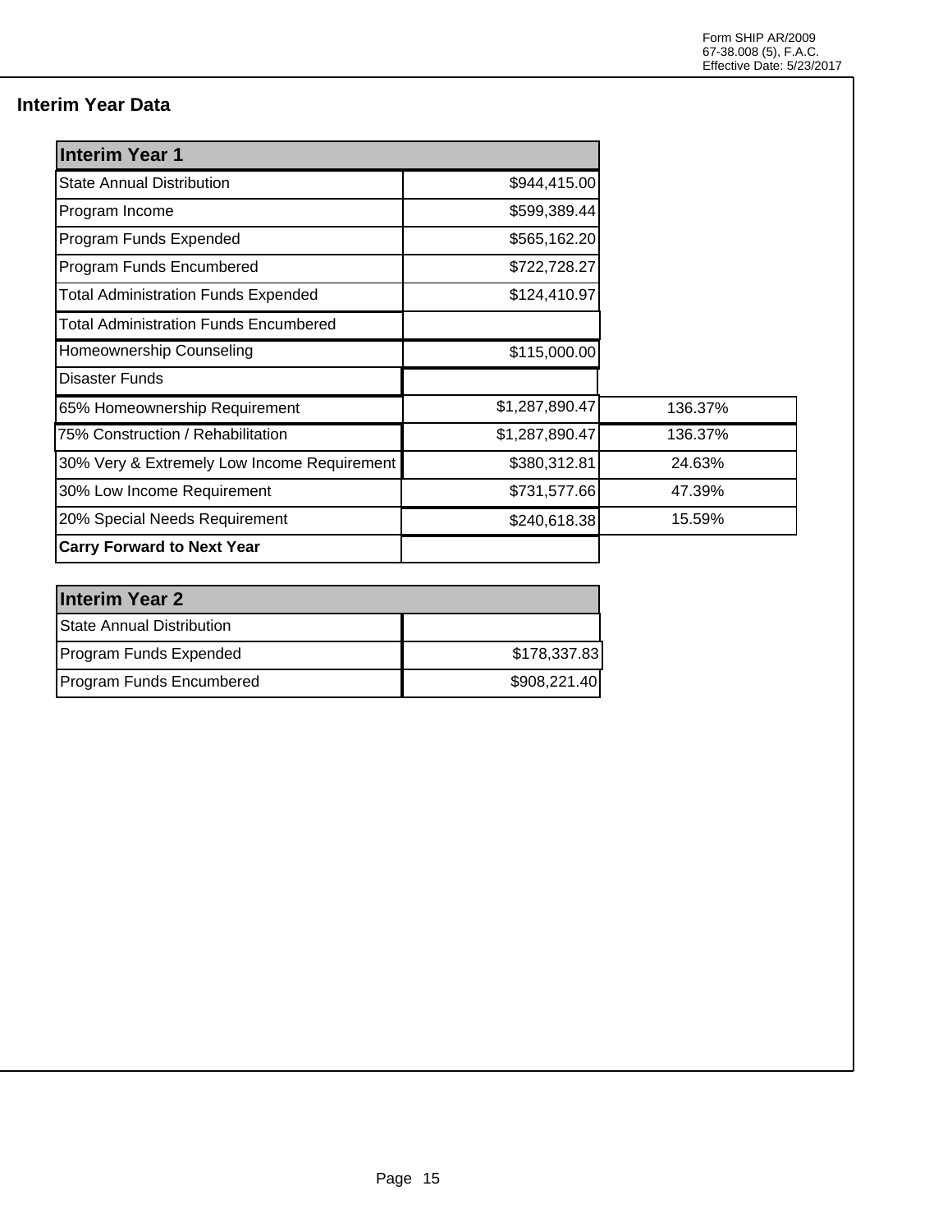## Interim Year Data

| Interim Year 1 | | |
|---|---|---|
| State Annual Distribution | $944,415.00 | |
| Program Income | $599,389.44 | |
| Program Funds Expended | $565,162.20 | |
| Program Funds Encumbered | $722,728.27 | |
| Total Administration Funds Expended | $124,410.97 | |
| Total Administration Funds Encumbered | | |
| Homeownership Counseling | $115,000.00 | |
| Disaster Funds | | |
| 65% Homeownership Requirement | $1,287,890.47 | 136.37% |
| 75% Construction / Rehabilitation | $1,287,890.47 | 136.37% |
| 30% Very & Extremely Low Income Requirement | $380,312.81 | 24.63% |
| 30% Low Income Requirement | $731,577.66 | 47.39% |
| 20% Special Needs Requirement | $240,618.38 | 15.59% |
| **Carry Forward to Next Year** | | |

| Interim Year 2 | |
|---|---|
| State Annual Distribution | |
| Program Funds Expended | $178,337.83 |
| Program Funds Encumbered | $908,221.40 |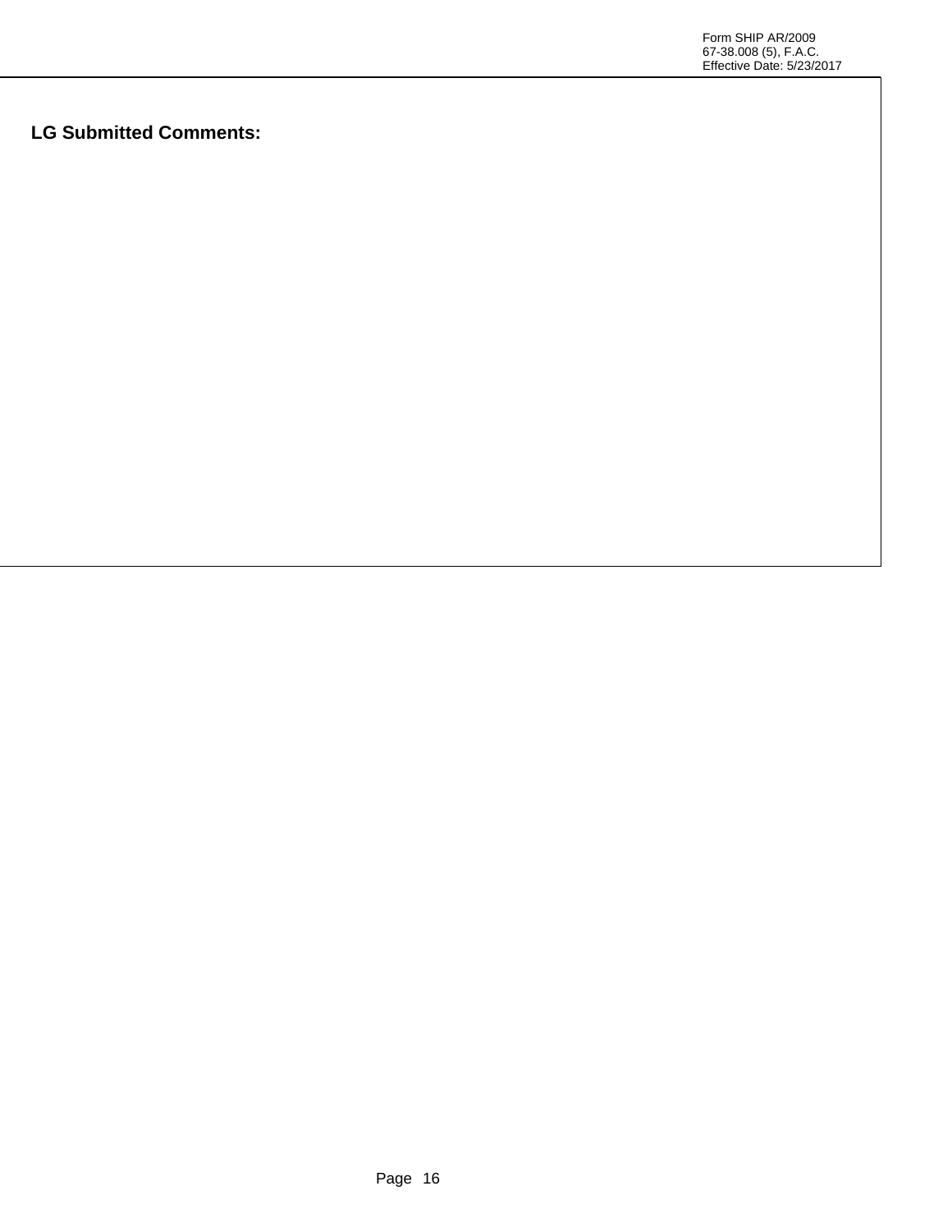**LG Submitted Comments:**